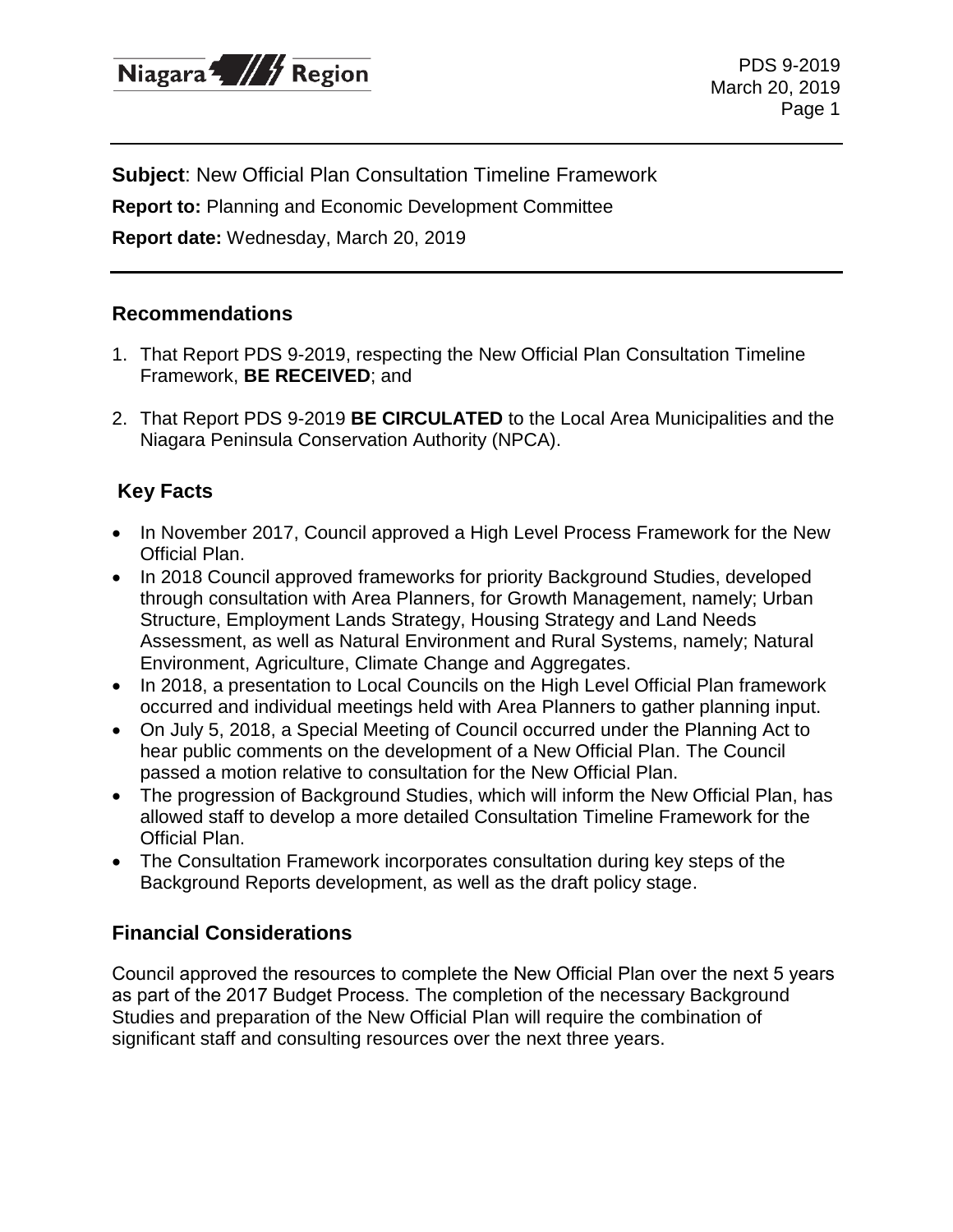**Subject**: New Official Plan Consultation Timeline Framework

**Report to:** Planning and Economic Development Committee

**Report date:** Wednesday, March 20, 2019

## Recommendations

1. That Report PDS 9-2019, respecting the New Official Plan Consultation Timeline Framework, **BE RECEIVED**; and
2. That Report PDS 9-2019 **BE CIRCULATED** to the Local Area Municipalities and the Niagara Peninsula Conservation Authority (NPCA).

## Key Facts

- In November 2017, Council approved a High Level Process Framework for the New Official Plan.
- In 2018 Council approved frameworks for priority Background Studies, developed through consultation with Area Planners, for Growth Management, namely; Urban Structure, Employment Lands Strategy, Housing Strategy and Land Needs Assessment, as well as Natural Environment and Rural Systems, namely; Natural Environment, Agriculture, Climate Change and Aggregates.
- In 2018, a presentation to Local Councils on the High Level Official Plan framework occurred and individual meetings held with Area Planners to gather planning input.
- On July 5, 2018, a Special Meeting of Council occurred under the Planning Act to hear public comments on the development of a New Official Plan. The Council passed a motion relative to consultation for the New Official Plan.
- The progression of Background Studies, which will inform the New Official Plan, has allowed staff to develop a more detailed Consultation Timeline Framework for the Official Plan.
- The Consultation Framework incorporates consultation during key steps of the Background Reports development, as well as the draft policy stage.

## Financial Considerations

Council approved the resources to complete the New Official Plan over the next 5 years as part of the 2017 Budget Process. The completion of the necessary Background Studies and preparation of the New Official Plan will require the combination of significant staff and consulting resources over the next three years.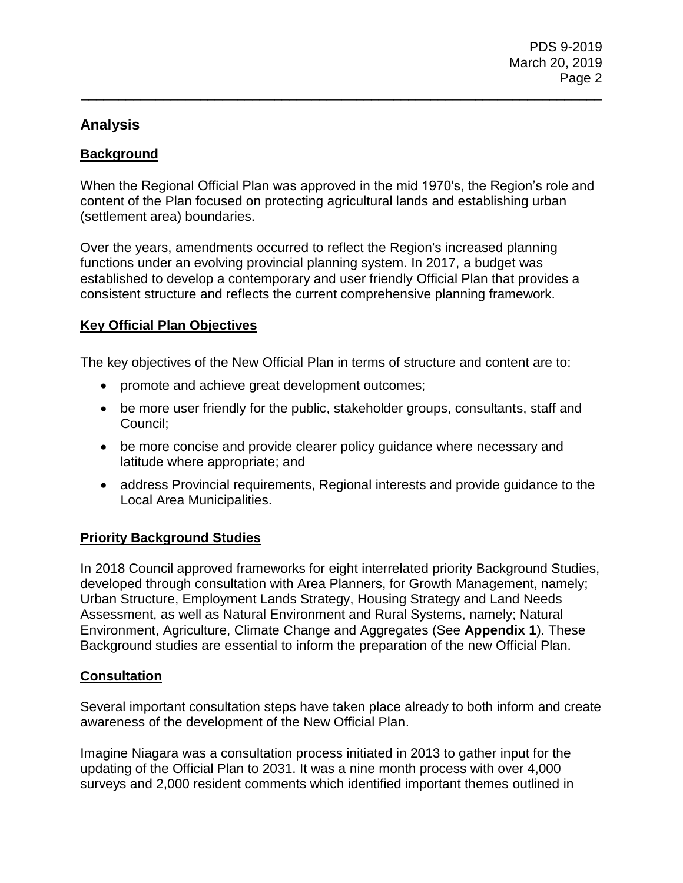## Analysis

### Background

When the Regional Official Plan was approved in the mid 1970's, the Region's role and content of the Plan focused on protecting agricultural lands and establishing urban (settlement area) boundaries.

Over the years, amendments occurred to reflect the Region's increased planning functions under an evolving provincial planning system. In 2017, a budget was established to develop a contemporary and user friendly Official Plan that provides a consistent structure and reflects the current comprehensive planning framework.

### Key Official Plan Objectives

The key objectives of the New Official Plan in terms of structure and content are to:

- promote and achieve great development outcomes;
- be more user friendly for the public, stakeholder groups, consultants, staff and Council;
- be more concise and provide clearer policy guidance where necessary and latitude where appropriate; and
- address Provincial requirements, Regional interests and provide guidance to the Local Area Municipalities.

### Priority Background Studies

In 2018 Council approved frameworks for eight interrelated priority Background Studies, developed through consultation with Area Planners, for Growth Management, namely; Urban Structure, Employment Lands Strategy, Housing Strategy and Land Needs Assessment, as well as Natural Environment and Rural Systems, namely; Natural Environment, Agriculture, Climate Change and Aggregates (See **Appendix 1**). These Background studies are essential to inform the preparation of the new Official Plan.

### Consultation

Several important consultation steps have taken place already to both inform and create awareness of the development of the New Official Plan.

Imagine Niagara was a consultation process initiated in 2013 to gather input for the updating of the Official Plan to 2031. It was a nine month process with over 4,000 surveys and 2,000 resident comments which identified important themes outlined in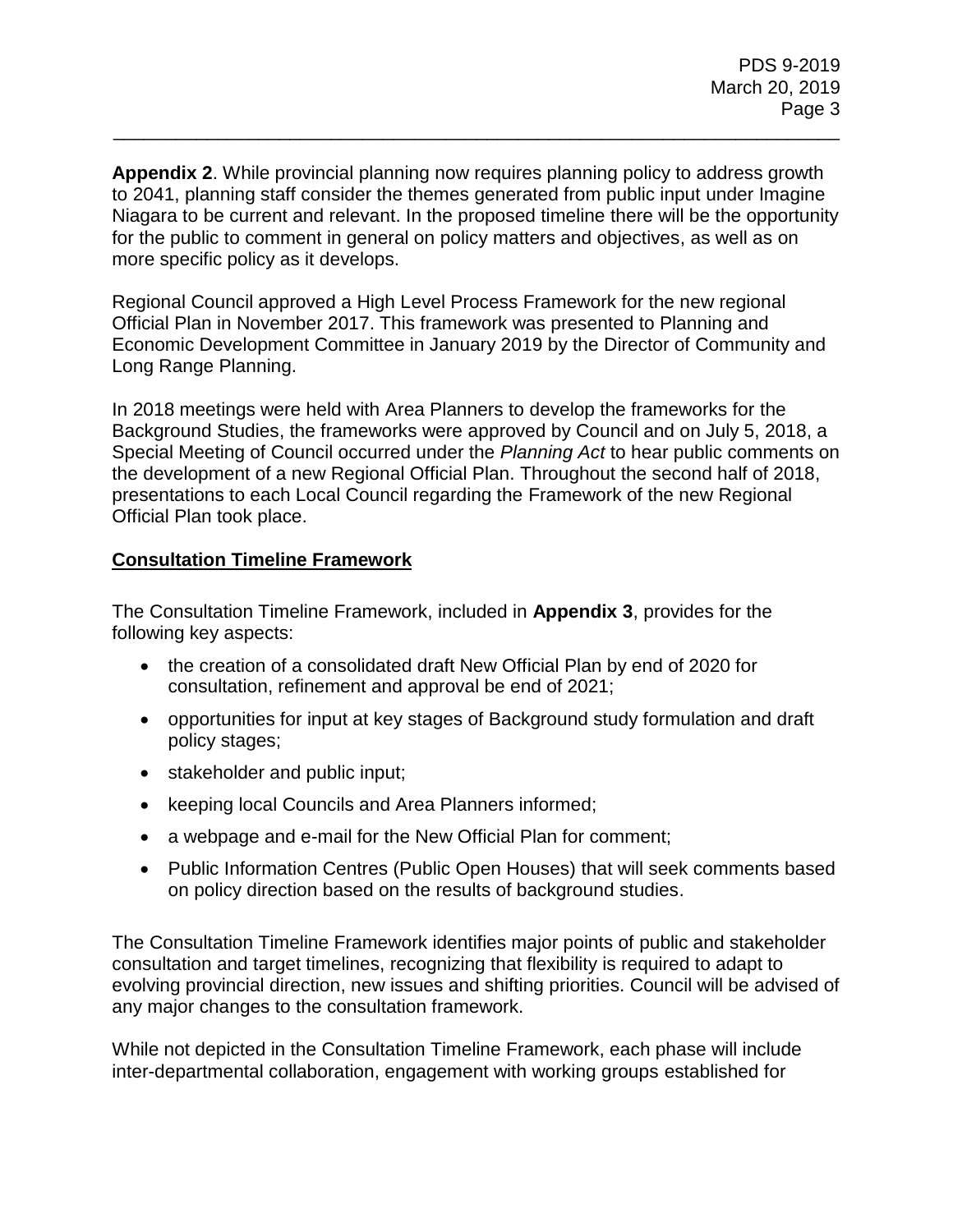**Appendix 2**. While provincial planning now requires planning policy to address growth to 2041, planning staff consider the themes generated from public input under Imagine Niagara to be current and relevant. In the proposed timeline there will be the opportunity for the public to comment in general on policy matters and objectives, as well as on more specific policy as it develops.

Regional Council approved a High Level Process Framework for the new regional Official Plan in November 2017. This framework was presented to Planning and Economic Development Committee in January 2019 by the Director of Community and Long Range Planning.

In 2018 meetings were held with Area Planners to develop the frameworks for the Background Studies, the frameworks were approved by Council and on July 5, 2018, a Special Meeting of Council occurred under the *Planning Act* to hear public comments on the development of a new Regional Official Plan. Throughout the second half of 2018, presentations to each Local Council regarding the Framework of the new Regional Official Plan took place.

**Consultation Timeline Framework**

The Consultation Timeline Framework, included in **Appendix 3**, provides for the following key aspects:

- the creation of a consolidated draft New Official Plan by end of 2020 for consultation, refinement and approval be end of 2021;
- opportunities for input at key stages of Background study formulation and draft policy stages;
- stakeholder and public input;
- keeping local Councils and Area Planners informed;
- a webpage and e-mail for the New Official Plan for comment;
- Public Information Centres (Public Open Houses) that will seek comments based on policy direction based on the results of background studies.

The Consultation Timeline Framework identifies major points of public and stakeholder consultation and target timelines, recognizing that flexibility is required to adapt to evolving provincial direction, new issues and shifting priorities. Council will be advised of any major changes to the consultation framework.

While not depicted in the Consultation Timeline Framework, each phase will include inter-departmental collaboration, engagement with working groups established for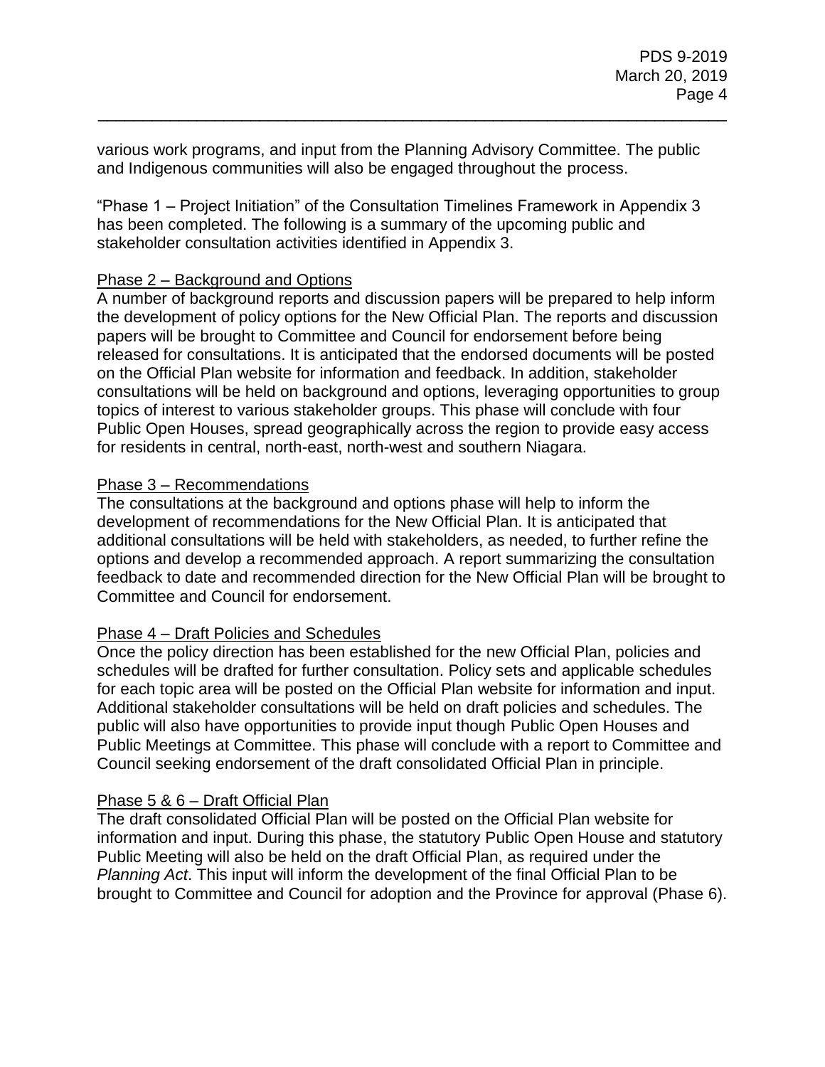various work programs, and input from the Planning Advisory Committee. The public and Indigenous communities will also be engaged throughout the process.

“Phase 1 – Project Initiation” of the Consultation Timelines Framework in Appendix 3 has been completed. The following is a summary of the upcoming public and stakeholder consultation activities identified in Appendix 3.

<u>Phase 2 – Background and Options</u>

A number of background reports and discussion papers will be prepared to help inform the development of policy options for the New Official Plan. The reports and discussion papers will be brought to Committee and Council for endorsement before being released for consultations. It is anticipated that the endorsed documents will be posted on the Official Plan website for information and feedback. In addition, stakeholder consultations will be held on background and options, leveraging opportunities to group topics of interest to various stakeholder groups. This phase will conclude with four Public Open Houses, spread geographically across the region to provide easy access for residents in central, north-east, north-west and southern Niagara.

<u>Phase 3 – Recommendations</u>

The consultations at the background and options phase will help to inform the development of recommendations for the New Official Plan. It is anticipated that additional consultations will be held with stakeholders, as needed, to further refine the options and develop a recommended approach. A report summarizing the consultation feedback to date and recommended direction for the New Official Plan will be brought to Committee and Council for endorsement.

<u>Phase 4 – Draft Policies and Schedules</u>

Once the policy direction has been established for the new Official Plan, policies and schedules will be drafted for further consultation. Policy sets and applicable schedules for each topic area will be posted on the Official Plan website for information and input. Additional stakeholder consultations will be held on draft policies and schedules. The public will also have opportunities to provide input though Public Open Houses and Public Meetings at Committee. This phase will conclude with a report to Committee and Council seeking endorsement of the draft consolidated Official Plan in principle.

<u>Phase 5 & 6 – Draft Official Plan</u>

The draft consolidated Official Plan will be posted on the Official Plan website for information and input. During this phase, the statutory Public Open House and statutory Public Meeting will also be held on the draft Official Plan, as required under the *Planning Act*. This input will inform the development of the final Official Plan to be brought to Committee and Council for adoption and the Province for approval (Phase 6).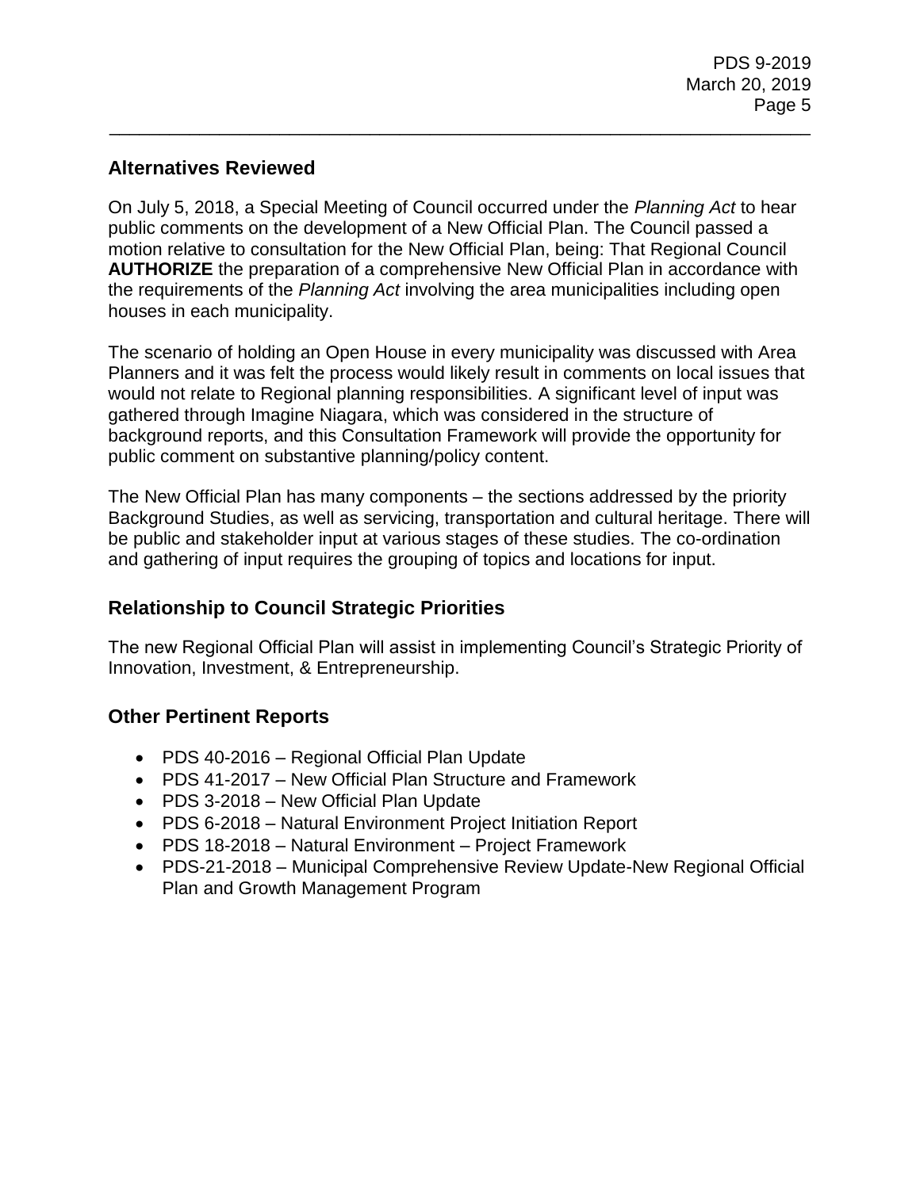## Alternatives Reviewed

On July 5, 2018, a Special Meeting of Council occurred under the *Planning Act* to hear public comments on the development of a New Official Plan. The Council passed a motion relative to consultation for the New Official Plan, being: That Regional Council **AUTHORIZE** the preparation of a comprehensive New Official Plan in accordance with the requirements of the *Planning Act* involving the area municipalities including open houses in each municipality.

The scenario of holding an Open House in every municipality was discussed with Area Planners and it was felt the process would likely result in comments on local issues that would not relate to Regional planning responsibilities. A significant level of input was gathered through Imagine Niagara, which was considered in the structure of background reports, and this Consultation Framework will provide the opportunity for public comment on substantive planning/policy content.

The New Official Plan has many components – the sections addressed by the priority Background Studies, as well as servicing, transportation and cultural heritage. There will be public and stakeholder input at various stages of these studies. The co-ordination and gathering of input requires the grouping of topics and locations for input.

## Relationship to Council Strategic Priorities

The new Regional Official Plan will assist in implementing Council's Strategic Priority of Innovation, Investment, & Entrepreneurship.

## Other Pertinent Reports

- PDS 40-2016 – Regional Official Plan Update
- PDS 41-2017 – New Official Plan Structure and Framework
- PDS 3-2018 – New Official Plan Update
- PDS 6-2018 – Natural Environment Project Initiation Report
- PDS 18-2018 – Natural Environment – Project Framework
- PDS-21-2018 – Municipal Comprehensive Review Update-New Regional Official Plan and Growth Management Program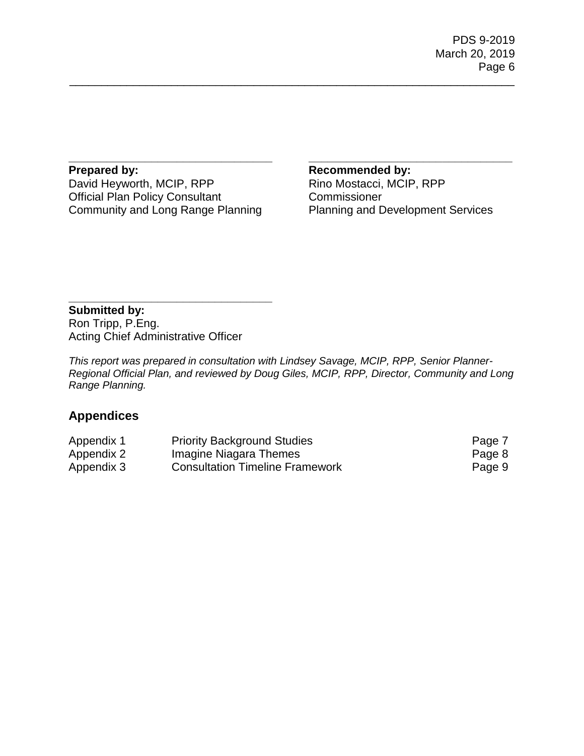**Prepared by:**
David Heyworth, MCIP, RPP
Official Plan Policy Consultant
Community and Long Range Planning

**Recommended by:**
Rino Mostacci, MCIP, RPP
Commissioner
Planning and Development Services

**Submitted by:**
Ron Tripp, P.Eng.
Acting Chief Administrative Officer

*This report was prepared in consultation with Lindsey Savage, MCIP, RPP, Senior Planner-Regional Official Plan, and reviewed by Doug Giles, MCIP, RPP, Director, Community and Long Range Planning.*

## Appendices

| | | |
|---|---|---|
| Appendix 1 | Priority Background Studies | Page 7 |
| Appendix 2 | Imagine Niagara Themes | Page 8 |
| Appendix 3 | Consultation Timeline Framework | Page 9 |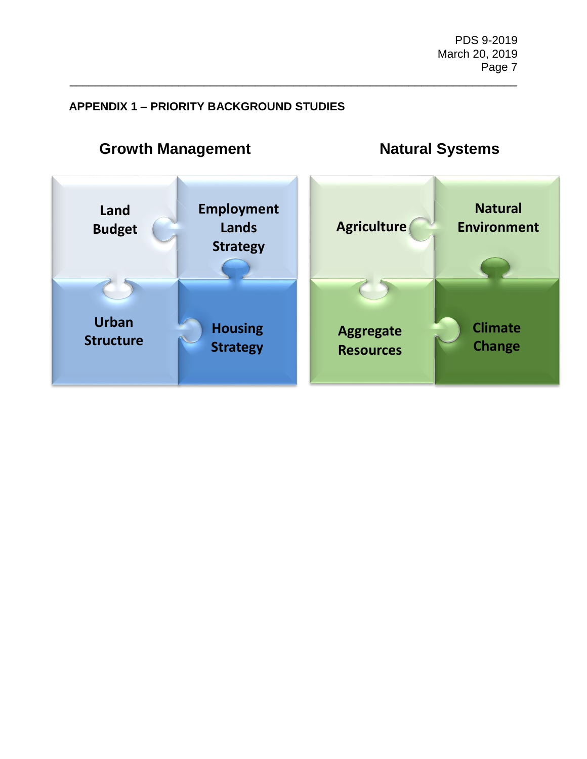## APPENDIX 1 – PRIORITY BACKGROUND STUDIES

### Growth Management

- Land Budget
- Employment Lands Strategy
- Urban Structure
- Housing Strategy

### Natural Systems

- Agriculture
- Natural Environment
- Aggregate Resources
- Climate Change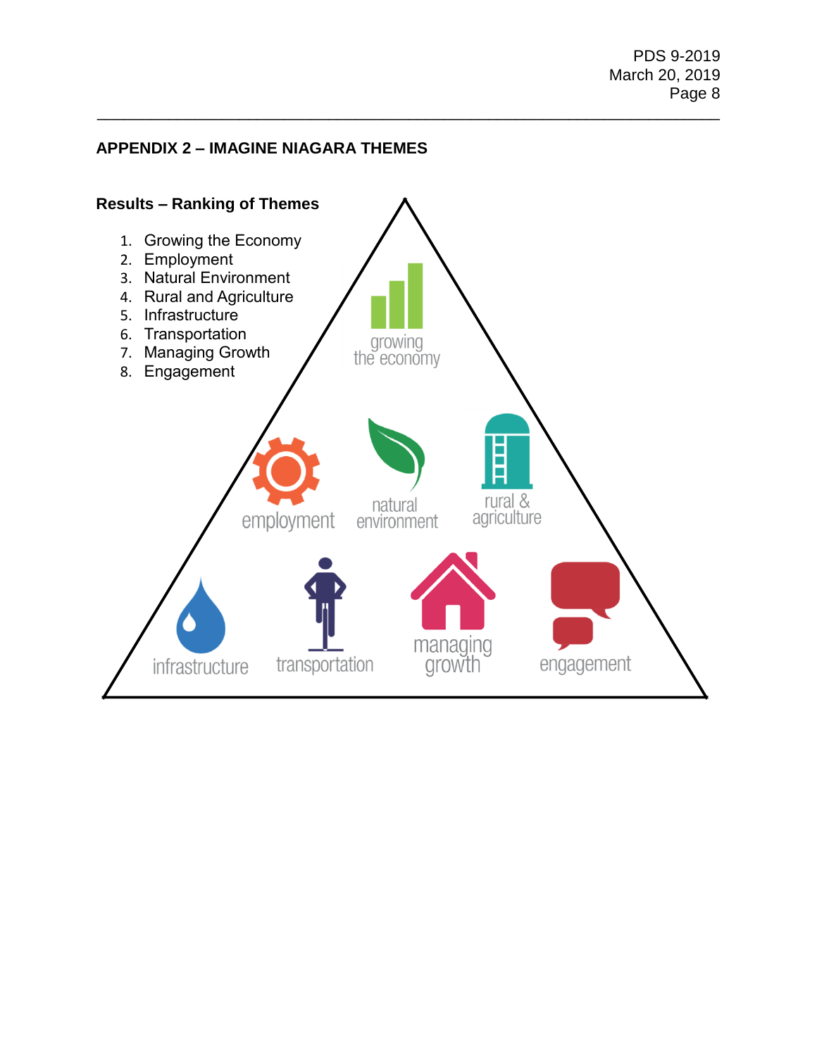## APPENDIX 2 – IMAGINE NIAGARA THEMES

**Results – Ranking of Themes**

1. Growing the Economy
2. Employment
3. Natural Environment
4. Rural and Agriculture
5. Infrastructure
6. Transportation
7. Managing Growth
8. Engagement

growing the economy

employment

natural environment

rural & agriculture

infrastructure

transportation

managing growth

engagement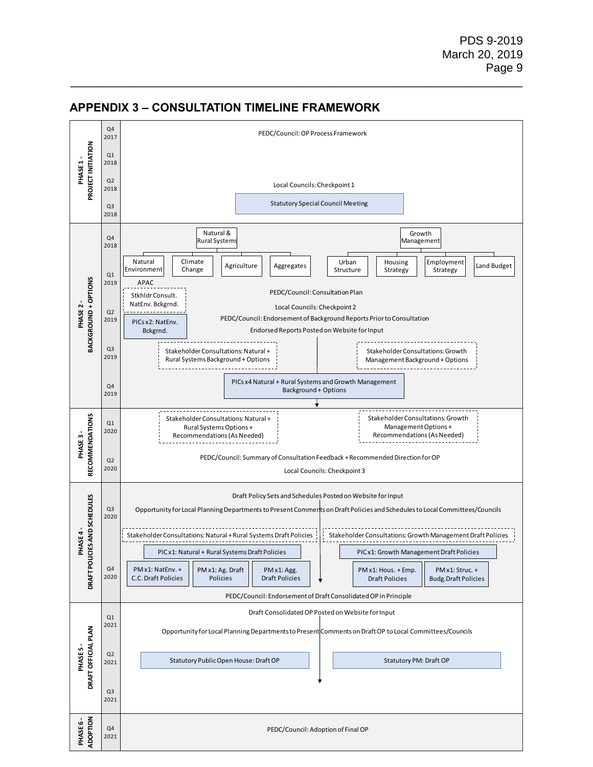## APPENDIX 3 – CONSULTATION TIMELINE FRAMEWORK

| Phase | Quarter | Activities |
|---|---|---|
| PHASE 1 - PROJECT INITIATION | Q4 2017 | PEDC/Council: OP Process Framework |
| | Q1 2018 | |
| | Q2 2018 | Local Councils: Checkpoint 1 |
| | Q3 2018 | Statutory Special Council Meeting |
| PHASE 2 - BACKGROUND + OPTIONS | Q4 2018 | Natural & Rural Systems; Growth Management |
| | Q1 2019 | Natural & Rural Systems: Natural Environment; Climate Change; Agriculture; Aggregates. Growth Management: Urban Structure; Housing Strategy; Employment Strategy; Land Budget. APAC; Stkhldr Consult. NatEnv. Bckgrnd.; PEDC/Council: Consultation Plan |
| | Q2 2019 | PICs x2: NatEnv. Bckgrnd.; Local Councils: Checkpoint 2; PEDC/Council: Endorsement of Background Reports Prior to Consultation; Endorsed Reports Posted on Website for Input |
| | Q3 2019 | Stakeholder Consultations: Natural + Rural Systems Background + Options; Stakeholder Consultations: Growth Management Background + Options |
| | Q4 2019 | PICs x4 Natural + Rural Systems and Growth Management Background + Options |
| PHASE 3 - RECOMMENDATIONS | Q1 2020 | Stakeholder Consultations: Natural + Rural Systems Options + Recommendations (As Needed); Stakeholder Consultations: Growth Management Options + Recommendations (As Needed) |
| | Q2 2020 | PEDC/Council: Summary of Consultation Feedback + Recommended Direction for OP; Local Councils: Checkpoint 3 |
| PHASE 4 - DRAFT POLICIES AND SCHEDULES | Q3 2020 | Draft Policy Sets and Schedules Posted on Website for Input; Opportunity for Local Planning Departments to Present Comments on Draft Policies and Schedules to Local Committees/Councils; Stakeholder Consultations: Natural + Rural Systems Draft Policies; Stakeholder Consultations: Growth Management Draft Policies; PIC x1: Natural + Rural Systems Draft Policies; PIC x1: Growth Management Draft Policies |
| | Q4 2020 | PM x1: NatEnv. + C.C. Draft Policies; PM x1: Ag. Draft Policies; PM x1: Agg. Draft Policies; PM x1: Hous. + Emp. Draft Policies; PM x1: Struc. + Budg. Draft Policies; PEDC/Council: Endorsement of Draft Consolidated OP in Principle |
| PHASE 5 - DRAFT OFFICIAL PLAN | Q1 2021 | Draft Consolidated OP Posted on Website for Input; Opportunity for Local Planning Departments to Present Comments on Draft OP to Local Committees/Councils |
| | Q2 2021 | Statutory Public Open House: Draft OP; Statutory PM: Draft OP |
| | Q3 2021 | |
| PHASE 6 - ADOPTION | Q4 2021 | PEDC/Council: Adoption of Final OP |